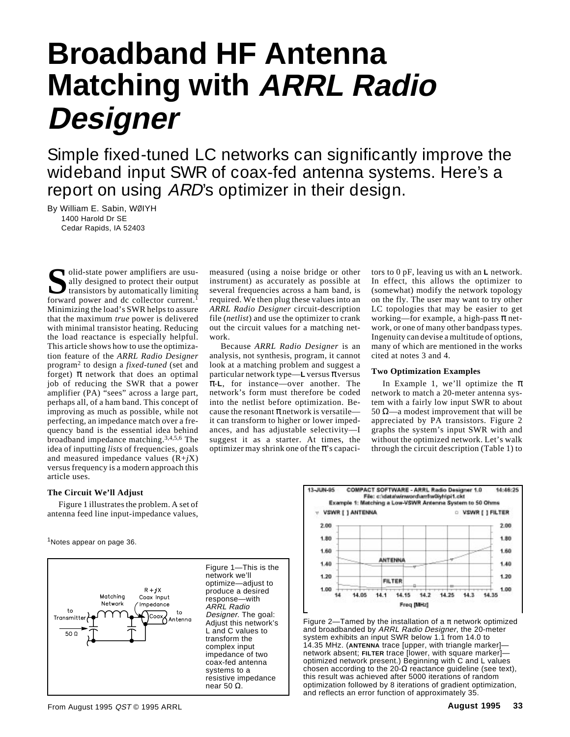# Broadband HF Antenna Matching with *ARRL Radio Designer*

Simple fixed-tuned LC networks can significantly improve the wideband input SWR of coax-fed antenna systems. Here's a report on using *ARD*'s optimizer in their design.

By William E. Sabin, WØIYH
1400 Harold Dr SE
Cedar Rapids, IA 52403

Solid-state power amplifiers are usually designed to protect their output transistors by automatically limiting forward power and dc collector current.[1] Minimizing the load's SWR helps to assure that the maximum *true* power is delivered with minimal transistor heating. Reducing the load reactance is especially helpful. This article shows how to use the optimization feature of the *ARRL Radio Designer* program[2] to design a *fixed-tuned* (set and forget) π network that does an optimal job of reducing the SWR that a power amplifier (PA) "sees" across a large part, perhaps all, of a ham band. This concept of improving as much as possible, while not perfecting, an impedance match over a frequency band is the essential idea behind broadband impedance matching.[3,4,5,6] The idea of inputting *lists* of frequencies, goals and measured impedance values (R+*j*X) versus frequency is a modern approach this article uses.

### The Circuit We'll Adjust

Figure 1 illustrates the problem. A set of antenna feed line input-impedance values, measured (using a noise bridge or other instrument) as accurately as possible at several frequencies across a ham band, is required. We then plug these values into an *ARRL Radio Designer* circuit-description file (*netlist*) and use the optimizer to crank out the circuit values for a matching network.

Because *ARRL Radio Designer* is an analysis, not synthesis, program, it cannot look at a matching problem and suggest a particular network type—**L** versus π versus π-**L**, for instance—over another. The network's form must therefore be coded into the netlist before optimization. Because the resonant π network is versatile—it can transform to higher or lower impedances, and has adjustable selectivity—I suggest it as a starter. At times, the optimizer may shrink one of the π's capacitors to 0 pF, leaving us with an **L** network. In effect, this allows the optimizer to (somewhat) modify the network topology on the fly. The user may want to try other LC topologies that may be easier to get working—for example, a high-pass π network, or one of many other bandpass types. Ingenuity can devise a multitude of options, many of which are mentioned in the works cited at notes 3 and 4.

### Two Optimization Examples

In Example 1, we'll optimize the π network to match a 20-meter antenna system with a fairly low input SWR to about 50 Ω—a modest improvement that will be appreciated by PA transistors. Figure 2 graphs the system's input SWR with and without the optimized network. Let's walk through the circuit description (Table 1) to

[1]Notes appear on page 36.

Figure 1—This is the network we'll optimize—adjust to produce a desired response—with *ARRL Radio Designer*. The goal: Adjust this network's L and C values to transform the complex input impedance of two coax-fed antenna systems to a resistive impedance near 50 Ω.

Figure 2—Tamed by the installation of a π network optimized and broadbanded by *ARRL Radio Designer*, the 20-meter system exhibits an input SWR below 1.1 from 14.0 to 14.35 MHz. (**ANTENNA** trace [upper, with triangle marker]—network absent; **FILTER** trace [lower, with square marker]—optimized network present.) Beginning with C and L values chosen according to the 20-Ω reactance guideline (see text), this result was achieved after 5000 iterations of random optimization followed by 8 iterations of gradient optimization, and reflects an error function of approximately 35.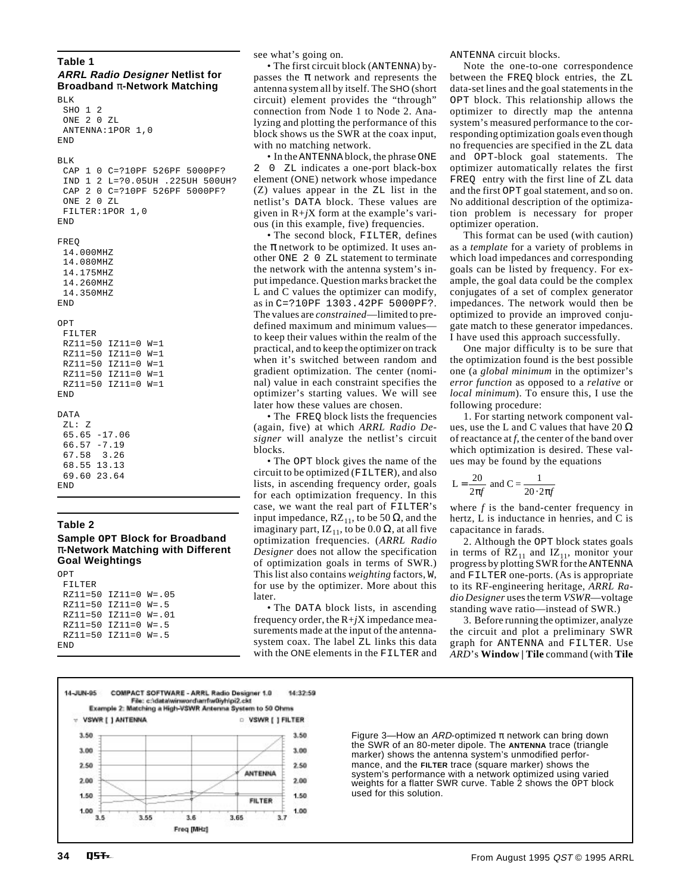### Table 1

**_ARRL Radio Designer_ Netlist for Broadband π-Network Matching**

```
BLK
 SHO 1 2
 ONE 2 0 ZL
 ANTENNA:1POR 1,0
END

BLK
 CAP 1 0 C=?10PF 526PF 5000PF?
 IND 1 2 L=?0.05UH .225UH 500UH?
 CAP 2 0 C=?10PF 526PF 5000PF?
 ONE 2 0 ZL
 FILTER:1POR 1,0
END

FREQ
 14.000MHZ
 14.080MHZ
 14.175MHZ
 14.260MHZ
 14.350MHZ
END

OPT
 FILTER
 RZ11=50 IZ11=0 W=1
 RZ11=50 IZ11=0 W=1
 RZ11=50 IZ11=0 W=1
 RZ11=50 IZ11=0 W=1
 RZ11=50 IZ11=0 W=1
END

DATA
 ZL: Z
 65.65 -17.06
 66.57 -7.19
 67.58  3.26
 68.55 13.13
 69.60 23.64
END
```

### Table 2

**Sample OPT Block for Broadband π-Network Matching with Different Goal Weightings**

```
OPT
 FILTER
 RZ11=50 IZ11=0 W=.05
 RZ11=50 IZ11=0 W=.5
 RZ11=50 IZ11=0 W=.01
 RZ11=50 IZ11=0 W=.5
 RZ11=50 IZ11=0 W=.5
END
```

see what's going on.

• The first circuit block (ANTENNA) bypasses the π network and represents the antenna system all by itself. The SHO (short circuit) element provides the "through" connection from Node 1 to Node 2. Analyzing and plotting the performance of this block shows us the SWR at the coax input, with no matching network.

• In the ANTENNA block, the phrase ONE 2 0 ZL indicates a one-port black-box element (ONE) network whose impedance (Z) values appear in the ZL list in the netlist's DATA block. These values are given in R+*j*X form at the example's various (in this example, five) frequencies.

• The second block, FILTER, defines the π network to be optimized. It uses another ONE 2 0 ZL statement to terminate the network with the antenna system's input impedance. Question marks bracket the L and C values the optimizer can modify, as in C=?10PF 1303.42PF 5000PF?. The values are *constrained*—limited to predefined maximum and minimum values—to keep their values within the realm of the practical, and to keep the optimizer on track when it's switched between random and gradient optimization. The center (nominal) value in each constraint specifies the optimizer's starting values. We will see later how these values are chosen.

• The FREQ block lists the frequencies (again, five) at which *ARRL Radio Designer* will analyze the netlist's circuit blocks.

• The OPT block gives the name of the circuit to be optimized (FILTER), and also lists, in ascending frequency order, goals for each optimization frequency. In this case, we want the real part of FILTER's input impedance, $RZ_{11}$, to be 50 Ω, and the imaginary part, $IZ_{11}$, to be 0.0 Ω, at all five optimization frequencies. (*ARRL Radio Designer* does not allow the specification of optimization goals in terms of SWR.) This list also contains *weighting* factors, W, for use by the optimizer. More about this later.

• The DATA block lists, in ascending frequency order, the R+*j*X impedance measurements made at the input of the antenna-system coax. The label ZL links this data with the ONE elements in the FILTER and ANTENNA circuit blocks.

Note the one-to-one correspondence between the FREQ block entries, the ZL data-set lines and the goal statements in the OPT block. This relationship allows the optimizer to directly map the antenna system's measured performance to the corresponding optimization goals even though no frequencies are specified in the ZL data and OPT-block goal statements. The optimizer automatically relates the first FREQ entry with the first line of ZL data and the first OPT goal statement, and so on. No additional description of the optimization problem is necessary for proper optimizer operation.

This format can be used (with caution) as a *template* for a variety of problems in which load impedances and corresponding goals can be listed by frequency. For example, the goal data could be the complex conjugates of a set of complex generator impedances. The network would then be optimized to provide an improved conjugate match to these generator impedances. I have used this approach successfully.

One major difficulty is to be sure that the optimization found is the best possible one (a *global minimum* in the optimizer's *error function* as opposed to a *relative* or *local minimum*). To ensure this, I use the following procedure:

1. For starting network component values, use the L and C values that have 20 Ω of reactance at *f*, the center of the band over which optimization is desired. These values may be found by the equations

$$L = \frac{20}{2\pi f} \text{ and } C = \frac{1}{20 \cdot 2\pi f}$$

where *f* is the band-center frequency in hertz, L is inductance in henries, and C is capacitance in farads.

2. Although the OPT block states goals in terms of $RZ_{11}$ and $IZ_{11}$, monitor your progress by plotting SWR for the ANTENNA and FILTER one-ports. (As is appropriate to its RF-engineering heritage, *ARRL Radio Designer* uses the term *VSWR*—voltage standing wave ratio—instead of SWR.)

3. Before running the optimizer, analyze the circuit and plot a preliminary SWR graph for ANTENNA and FILTER. Use *ARD*'s **Window | Tile** command (with **Tile**

Figure 3—How an *ARD*-optimized π network can bring down the SWR of an 80-meter dipole. The **ANTENNA** trace (triangle marker) shows the antenna system's unmodified performance, and the **FILTER** trace (square marker) shows the system's performance with a network optimized using varied weights for a flatter SWR curve. Table 2 shows the OPT block used for this solution.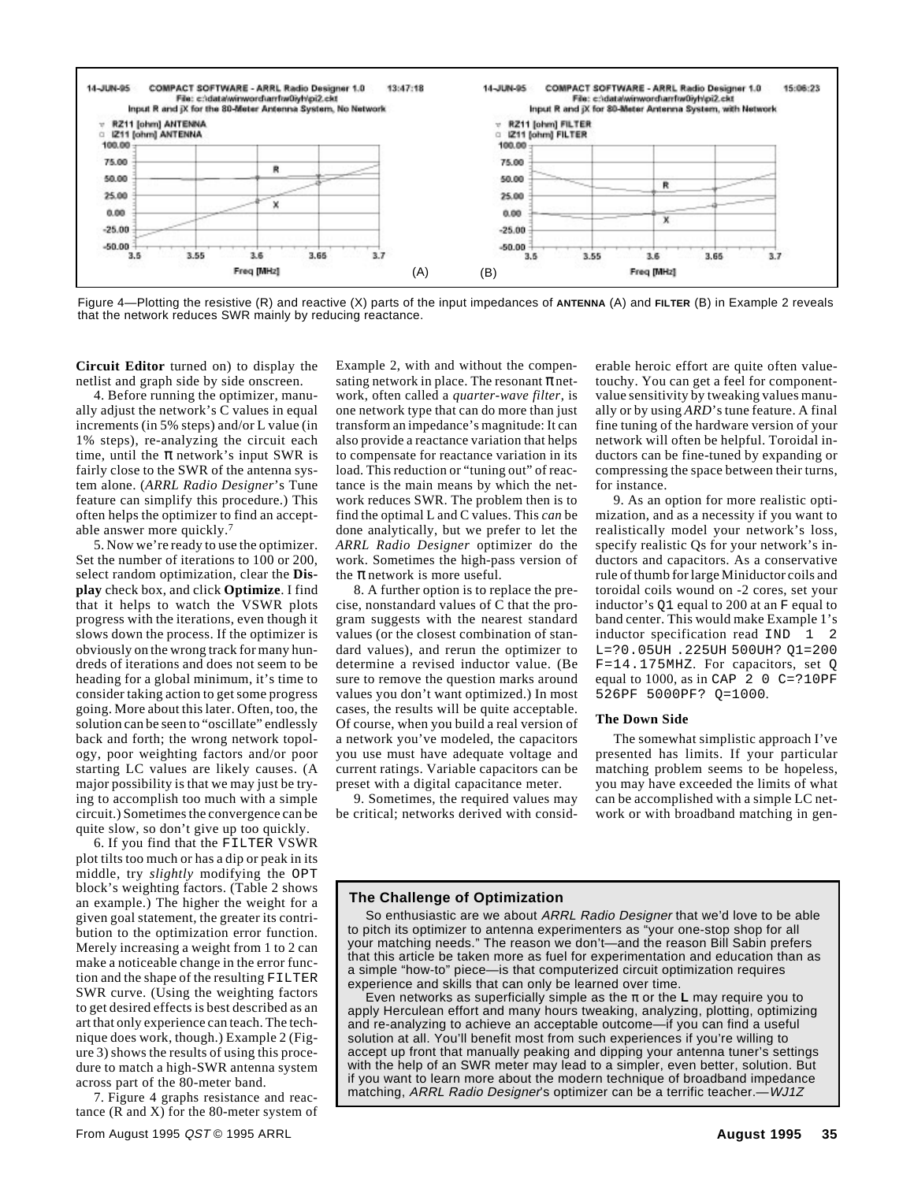Figure 4—Plotting the resistive (R) and reactive (X) parts of the input impedances of **ANTENNA** (A) and **FILTER** (B) in Example 2 reveals that the network reduces SWR mainly by reducing reactance.

**Circuit Editor** turned on) to display the netlist and graph side by side onscreen.

4. Before running the optimizer, manually adjust the network's C values in equal increments (in 5% steps) and/or L value (in 1% steps), re-analyzing the circuit each time, until the π network's input SWR is fairly close to the SWR of the antenna system alone. (*ARRL Radio Designer*'s Tune feature can simplify this procedure.) This often helps the optimizer to find an acceptable answer more quickly.[7]

5. Now we're ready to use the optimizer. Set the number of iterations to 100 or 200, select random optimization, clear the **Display** check box, and click **Optimize**. I find that it helps to watch the VSWR plots progress with the iterations, even though it slows down the process. If the optimizer is obviously on the wrong track for many hundreds of iterations and does not seem to be heading for a global minimum, it's time to consider taking action to get some progress going. More about this later. Often, too, the solution can be seen to "oscillate" endlessly back and forth; the wrong network topology, poor weighting factors and/or poor starting LC values are likely causes. (A major possibility is that we may just be trying to accomplish too much with a simple circuit.) Sometimes the convergence can be quite slow, so don't give up too quickly.

6. If you find that the FILTER VSWR plot tilts too much or has a dip or peak in its middle, try *slightly* modifying the OPT block's weighting factors. (Table 2 shows an example.) The higher the weight for a given goal statement, the greater its contribution to the optimization error function. Merely increasing a weight from 1 to 2 can make a noticeable change in the error function and the shape of the resulting FILTER SWR curve. (Using the weighting factors to get desired effects is best described as an art that only experience can teach. The technique does work, though.) Example 2 (Figure 3) shows the results of using this procedure to match a high-SWR antenna system across part of the 80-meter band.

7. Figure 4 graphs resistance and reactance (R and X) for the 80-meter system of Example 2, with and without the compensating network in place. The resonant π network, often called a *quarter-wave filter*, is one network type that can do more than just transform an impedance's magnitude: It can also provide a reactance variation that helps to compensate for reactance variation in its load. This reduction or "tuning out" of reactance is the main means by which the network reduces SWR. The problem then is to find the optimal L and C values. This *can* be done analytically, but we prefer to let the *ARRL Radio Designer* optimizer do the work. Sometimes the high-pass version of the π network is more useful.

8. A further option is to replace the precise, nonstandard values of C that the program suggests with the nearest standard values (or the closest combination of standard values), and rerun the optimizer to determine a revised inductor value. (Be sure to remove the question marks around values you don't want optimized.) In most cases, the results will be quite acceptable. Of course, when you build a real version of a network you've modeled, the capacitors you use must have adequate voltage and current ratings. Variable capacitors can be preset with a digital capacitance meter.

9. Sometimes, the required values may be critical; networks derived with considerable heroic effort are quite often value-touchy. You can get a feel for component-value sensitivity by tweaking values manually or by using *ARD*'s tune feature. A final fine tuning of the hardware version of your network will often be helpful. Toroidal inductors can be fine-tuned by expanding or compressing the space between their turns, for instance.

9. As an option for more realistic optimization, and as a necessity if you want to realistically model your network's loss, specify realistic Qs for your network's inductors and capacitors. As a conservative rule of thumb for large Miniductor coils and toroidal coils wound on -2 cores, set your inductor's Q1 equal to 200 at an F equal to band center. This would make Example 1's inductor specification read IND 1 2 L=?0.05UH .225UH 500UH? Q1=200 F=14.175MHZ. For capacitors, set Q equal to 1000, as in CAP 2 0 C=?10PF 526PF 5000PF? Q=1000.

### The Down Side

The somewhat simplistic approach I've presented has limits. If your particular matching problem seems to be hopeless, you may have exceeded the limits of what can be accomplished with a simple LC network or with broadband matching in gen-

### The Challenge of Optimization

So enthusiastic are we about *ARRL Radio Designer* that we'd love to be able to pitch its optimizer to antenna experimenters as "your one-stop shop for all your matching needs." The reason we don't—and the reason Bill Sabin prefers that this article be taken more as fuel for experimentation and education than as a simple "how-to" piece—is that computerized circuit optimization requires experience and skills that can only be learned over time.

Even networks as superficially simple as the π or the **L** may require you to apply Herculean effort and many hours tweaking, analyzing, plotting, optimizing and re-analyzing to achieve an acceptable outcome—if you can find a useful solution at all. You'll benefit most from such experiences if you're willing to accept up front that manually peaking and dipping your antenna tuner's settings with the help of an SWR meter may lead to a simpler, even better, solution. But if you want to learn more about the modern technique of broadband impedance matching, *ARRL Radio Designer*'s optimizer can be a terrific teacher.—*WJ1Z*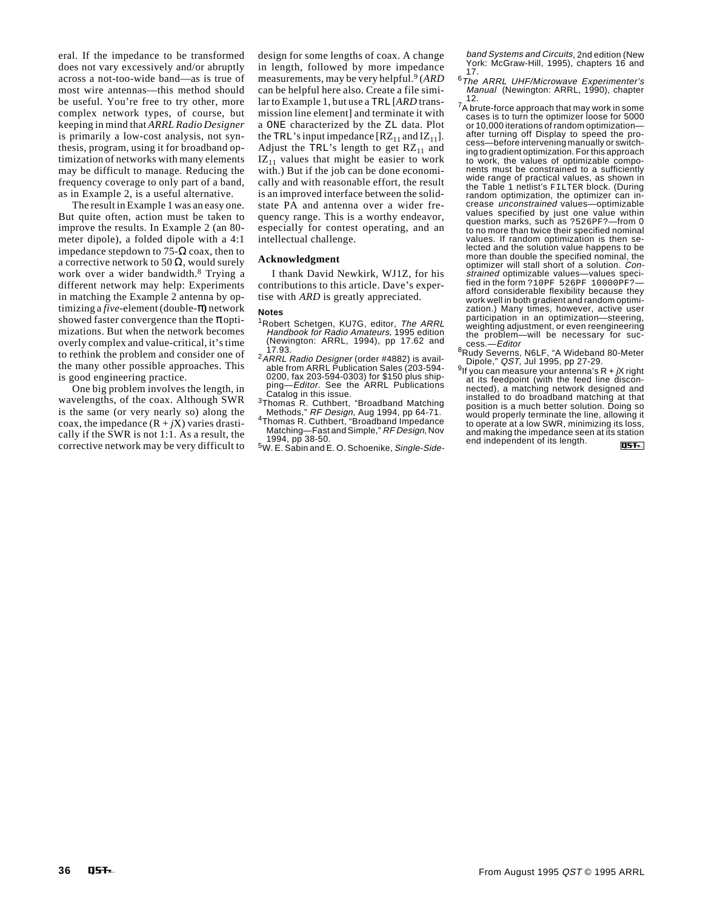eral. If the impedance to be transformed does not vary excessively and/or abruptly across a not-too-wide band—as is true of most wire antennas—this method should be useful. You're free to try other, more complex network types, of course, but keeping in mind that *ARRL Radio Designer* is primarily a low-cost analysis, not synthesis, program, using it for broadband optimization of networks with many elements may be difficult to manage. Reducing the frequency coverage to only part of a band, as in Example 2, is a useful alternative.

The result in Example 1 was an easy one. But quite often, action must be taken to improve the results. In Example 2 (an 80-meter dipole), a folded dipole with a 4:1 impedance stepdown to 75-Ω coax, then to a corrective network to 50 Ω, would surely work over a wider bandwidth.[8] Trying a different network may help: Experiments in matching the Example 2 antenna by optimizing a *five*-element (double-π) network showed faster convergence than the π optimizations. But when the network becomes overly complex and value-critical, it's time to rethink the problem and consider one of the many other possible approaches. This is good engineering practice.

One big problem involves the length, in wavelengths, of the coax. Although SWR is the same (or very nearly so) along the coax, the impedance ($R + jX$) varies drastically if the SWR is not 1:1. As a result, the corrective network may be very difficult to design for some lengths of coax. A change in length, followed by more impedance measurements, may be very helpful.[9] (*ARD* can be helpful here also. Create a file similar to Example 1, but use a TRL [*ARD* transmission line element] and terminate it with a ONE characterized by the ZL data. Plot the TRL's input impedance [$RZ_{11}$ and $IZ_{11}$]. Adjust the TRL's length to get $RZ_{11}$ and $IZ_{11}$ values that might be easier to work with.) But if the job can be done economically and with reasonable effort, the result is an improved interface between the solid-state PA and antenna over a wider frequency range. This is a worthy endeavor, especially for contest operating, and an intellectual challenge.

### Acknowledgment

I thank David Newkirk, WJ1Z, for his contributions to this article. Dave's expertise with *ARD* is greatly appreciated.

#### Notes

[1] Robert Schetgen, KU7G, editor, *The ARRL Handbook for Radio Amateurs*, 1995 edition (Newington: ARRL, 1994), pp 17.62 and 17.93.

[2] *ARRL Radio Designer* (order #4882) is available from ARRL Publication Sales (203-594-0200, fax 203-594-0303) for $150 plus shipping—*Editor*. See the ARRL Publications Catalog in this issue.

[3] Thomas R. Cuthbert, "Broadband Matching Methods," *RF Design*, Aug 1994, pp 64-71.

[4] Thomas R. Cuthbert, "Broadband Impedance Matching—Fast and Simple," *RF Design*, Nov 1994, pp 38-50.

[5] W. E. Sabin and E. O. Schoenike, *Single-Sideband Systems and Circuits*, 2nd edition (New York: McGraw-Hill, 1995), chapters 16 and 17.

[6] *The ARRL UHF/Microwave Experimenter's Manual* (Newington: ARRL, 1990), chapter 12.

[7] A brute-force approach that may work in some cases is to turn the optimizer loose for 5000 or 10,000 iterations of random optimization—after turning off Display to speed the process—before intervening manually or switching to gradient optimization. For this approach to work, the values of optimizable components must be constrained to a sufficiently wide range of practical values, as shown in the Table 1 netlist's FILTER block. (During random optimization, the optimizer can increase *unconstrained* values—optimizable values specified by just one value within question marks, such as ?526PF?—from 0 to no more than twice their specified nominal values. If random optimization is then selected and the solution value happens to be more than double the specified nominal, the optimizer will stall short of a solution. *Constrained* optimizable values—values specified in the form ?10PF 526PF 10000PF?—afford considerable flexibility because they work well in both gradient and random optimization.) Many times, however, active user participation in an optimization—steering, weighting adjustment, or even reengineering the problem—will be necessary for success.—*Editor*

[8] Rudy Severns, N6LF, "A Wideband 80-Meter Dipole," *QST*, Jul 1995, pp 27-29.

[9] If you can measure your antenna's $R + jX$ right at its feedpoint (with the feed line disconnected), a matching network designed and installed to do broadband matching at that position is a much better solution. Doing so would properly terminate the line, allowing it to operate at a low SWR, minimizing its loss, and making the impedance seen at its station end independent of its length.